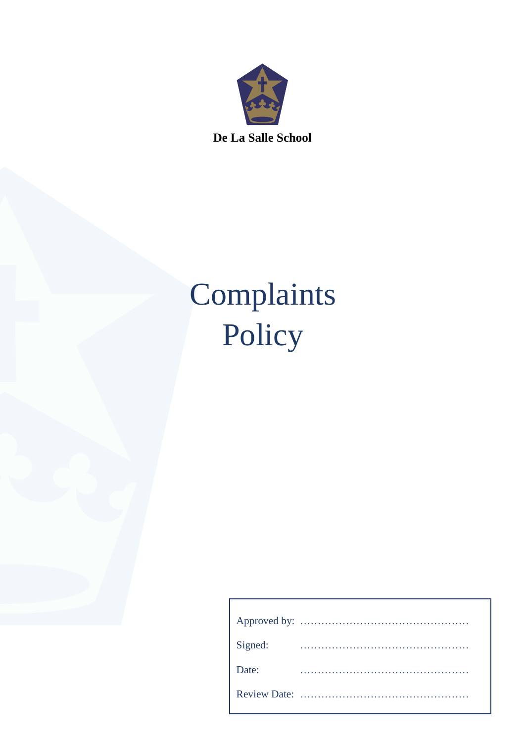**De La Salle School**

# Complaints Policy

Approved by: …………………………………………

Signed: …………………………………………

Date: …………………………………………

Review Date: …………………………………………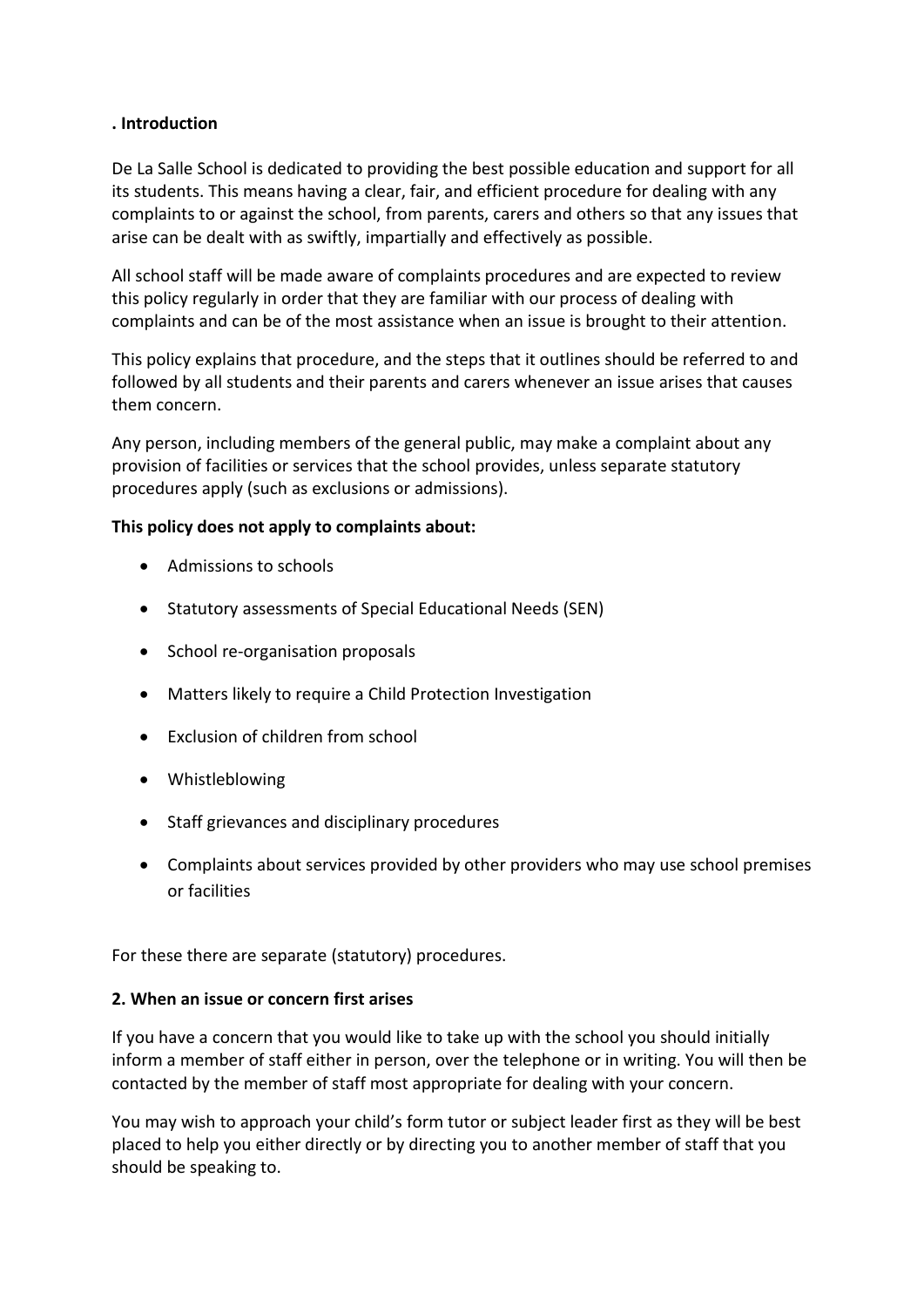**. Introduction**

De La Salle School is dedicated to providing the best possible education and support for all its students. This means having a clear, fair, and efficient procedure for dealing with any complaints to or against the school, from parents, carers and others so that any issues that arise can be dealt with as swiftly, impartially and effectively as possible.

All school staff will be made aware of complaints procedures and are expected to review this policy regularly in order that they are familiar with our process of dealing with complaints and can be of the most assistance when an issue is brought to their attention.

This policy explains that procedure, and the steps that it outlines should be referred to and followed by all students and their parents and carers whenever an issue arises that causes them concern.

Any person, including members of the general public, may make a complaint about any provision of facilities or services that the school provides, unless separate statutory procedures apply (such as exclusions or admissions).

**This policy does not apply to complaints about:**

- Admissions to schools
- Statutory assessments of Special Educational Needs (SEN)
- School re-organisation proposals
- Matters likely to require a Child Protection Investigation
- Exclusion of children from school
- Whistleblowing
- Staff grievances and disciplinary procedures
- Complaints about services provided by other providers who may use school premises or facilities

For these there are separate (statutory) procedures.

**2. When an issue or concern first arises**

If you have a concern that you would like to take up with the school you should initially inform a member of staff either in person, over the telephone or in writing. You will then be contacted by the member of staff most appropriate for dealing with your concern.

You may wish to approach your child's form tutor or subject leader first as they will be best placed to help you either directly or by directing you to another member of staff that you should be speaking to.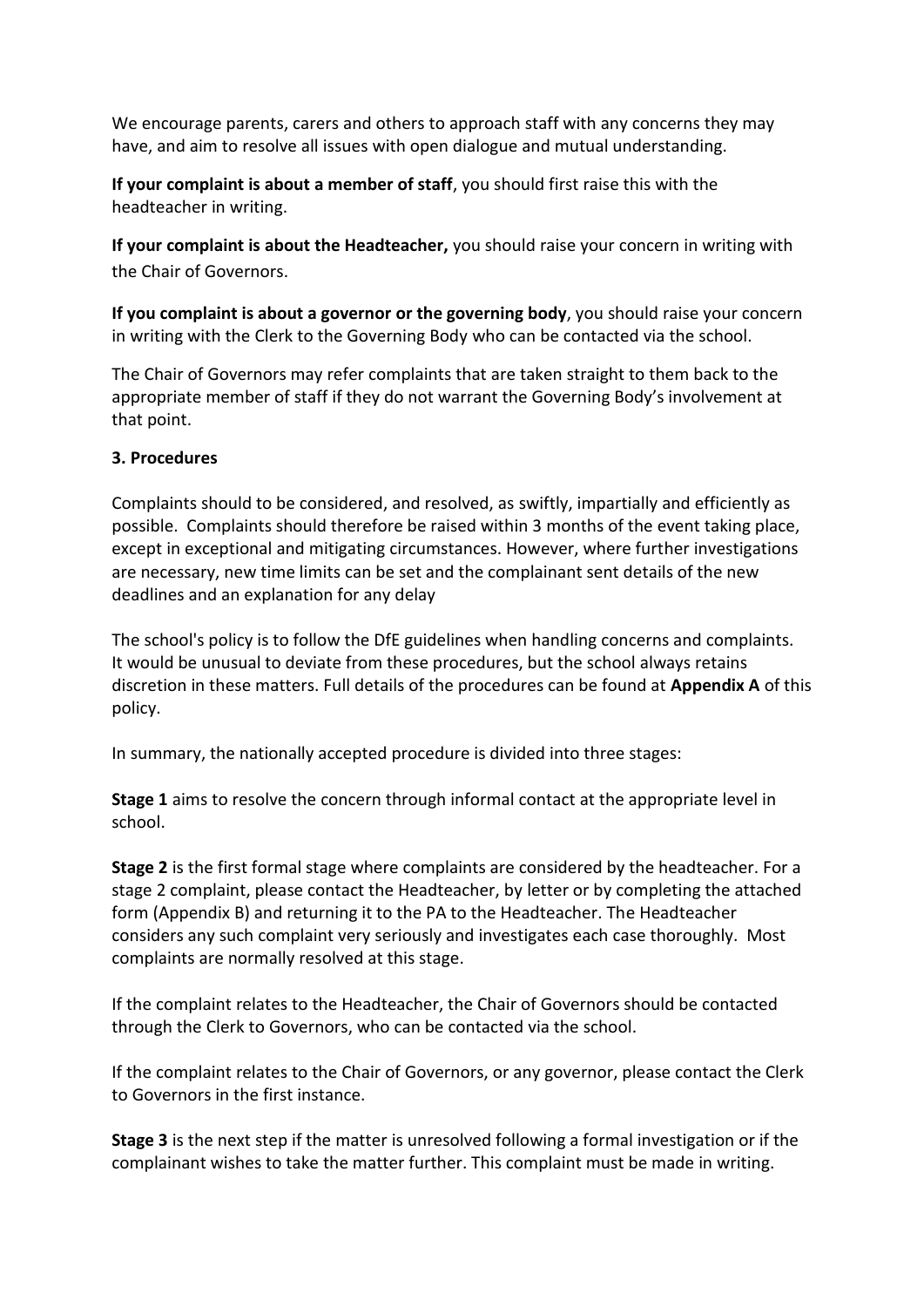We encourage parents, carers and others to approach staff with any concerns they may have, and aim to resolve all issues with open dialogue and mutual understanding.

**If your complaint is about a member of staff**, you should first raise this with the headteacher in writing.

**If your complaint is about the Headteacher,** you should raise your concern in writing with the Chair of Governors.

**If you complaint is about a governor or the governing body**, you should raise your concern in writing with the Clerk to the Governing Body who can be contacted via the school.

The Chair of Governors may refer complaints that are taken straight to them back to the appropriate member of staff if they do not warrant the Governing Body's involvement at that point.

**3. Procedures**

Complaints should to be considered, and resolved, as swiftly, impartially and efficiently as possible. Complaints should therefore be raised within 3 months of the event taking place, except in exceptional and mitigating circumstances. However, where further investigations are necessary, new time limits can be set and the complainant sent details of the new deadlines and an explanation for any delay

The school's policy is to follow the DfE guidelines when handling concerns and complaints. It would be unusual to deviate from these procedures, but the school always retains discretion in these matters. Full details of the procedures can be found at **Appendix A** of this policy.

In summary, the nationally accepted procedure is divided into three stages:

**Stage 1** aims to resolve the concern through informal contact at the appropriate level in school.

**Stage 2** is the first formal stage where complaints are considered by the headteacher. For a stage 2 complaint, please contact the Headteacher, by letter or by completing the attached form (Appendix B) and returning it to the PA to the Headteacher. The Headteacher considers any such complaint very seriously and investigates each case thoroughly. Most complaints are normally resolved at this stage.

If the complaint relates to the Headteacher, the Chair of Governors should be contacted through the Clerk to Governors, who can be contacted via the school.

If the complaint relates to the Chair of Governors, or any governor, please contact the Clerk to Governors in the first instance.

**Stage 3** is the next step if the matter is unresolved following a formal investigation or if the complainant wishes to take the matter further. This complaint must be made in writing.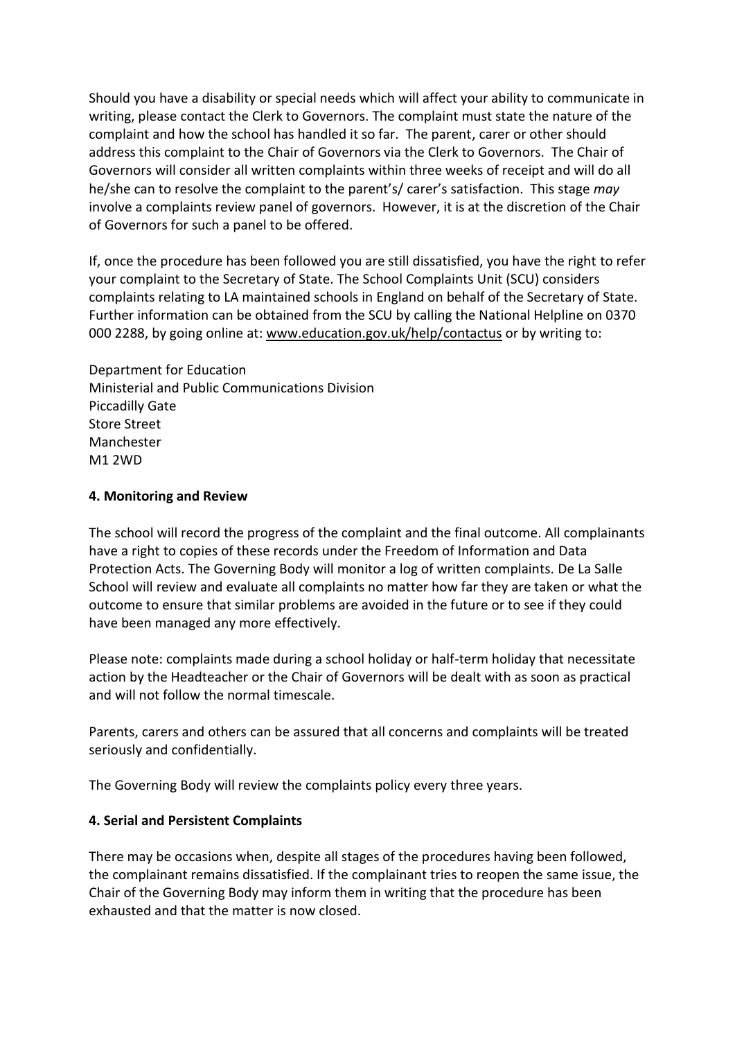Should you have a disability or special needs which will affect your ability to communicate in writing, please contact the Clerk to Governors. The complaint must state the nature of the complaint and how the school has handled it so far. The parent, carer or other should address this complaint to the Chair of Governors via the Clerk to Governors. The Chair of Governors will consider all written complaints within three weeks of receipt and will do all he/she can to resolve the complaint to the parent's/ carer's satisfaction. This stage *may* involve a complaints review panel of governors. However, it is at the discretion of the Chair of Governors for such a panel to be offered.

If, once the procedure has been followed you are still dissatisfied, you have the right to refer your complaint to the Secretary of State. The School Complaints Unit (SCU) considers complaints relating to LA maintained schools in England on behalf of the Secretary of State. Further information can be obtained from the SCU by calling the National Helpline on 0370 000 2288, by going online at: www.education.gov.uk/help/contactus or by writing to:

Department for Education
Ministerial and Public Communications Division
Piccadilly Gate
Store Street
Manchester
M1 2WD

**4. Monitoring and Review**

The school will record the progress of the complaint and the final outcome. All complainants have a right to copies of these records under the Freedom of Information and Data Protection Acts. The Governing Body will monitor a log of written complaints. De La Salle School will review and evaluate all complaints no matter how far they are taken or what the outcome to ensure that similar problems are avoided in the future or to see if they could have been managed any more effectively.

Please note: complaints made during a school holiday or half-term holiday that necessitate action by the Headteacher or the Chair of Governors will be dealt with as soon as practical and will not follow the normal timescale.

Parents, carers and others can be assured that all concerns and complaints will be treated seriously and confidentially.

The Governing Body will review the complaints policy every three years.

**4. Serial and Persistent Complaints**

There may be occasions when, despite all stages of the procedures having been followed, the complainant remains dissatisfied. If the complainant tries to reopen the same issue, the Chair of the Governing Body may inform them in writing that the procedure has been exhausted and that the matter is now closed.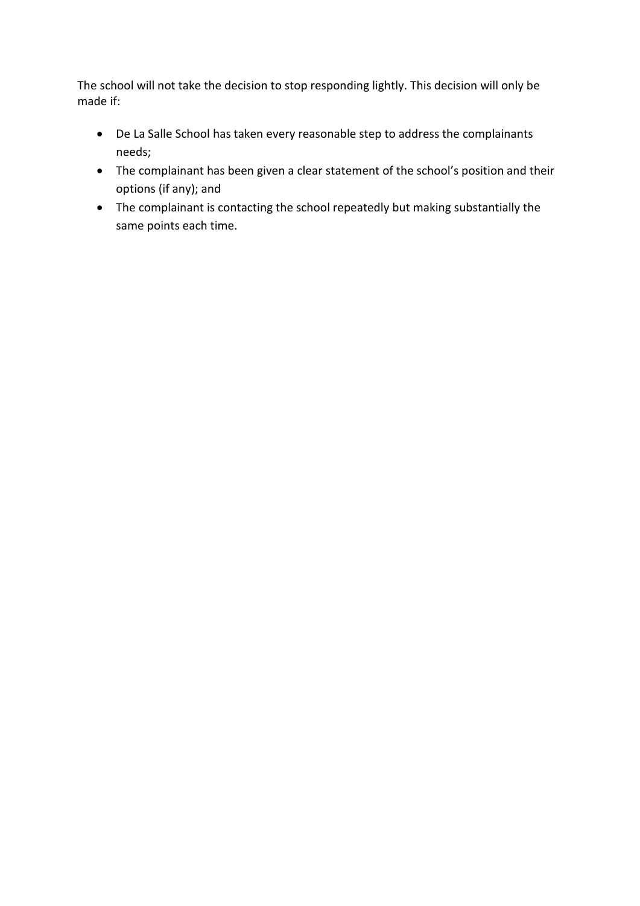The school will not take the decision to stop responding lightly. This decision will only be made if:

- De La Salle School has taken every reasonable step to address the complainants needs;
- The complainant has been given a clear statement of the school's position and their options (if any); and
- The complainant is contacting the school repeatedly but making substantially the same points each time.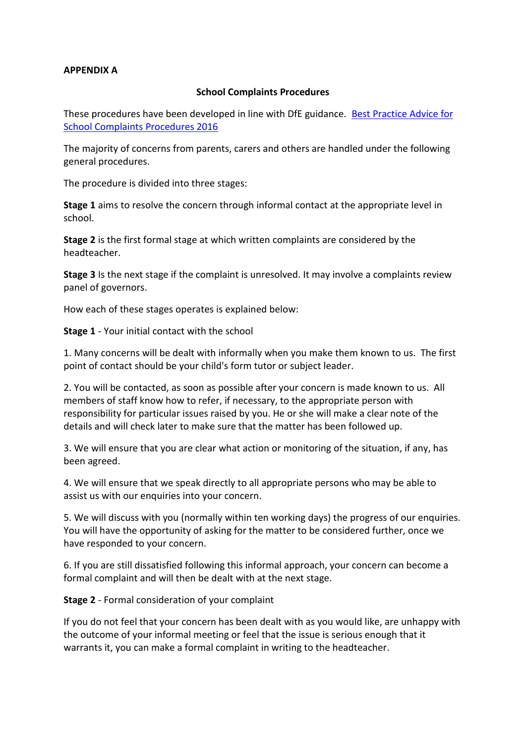**APPENDIX A**

## School Complaints Procedures

These procedures have been developed in line with DfE guidance. [Best Practice Advice for School Complaints Procedures 2016]

The majority of concerns from parents, carers and others are handled under the following general procedures.

The procedure is divided into three stages:

**Stage 1** aims to resolve the concern through informal contact at the appropriate level in school.

**Stage 2** is the first formal stage at which written complaints are considered by the headteacher.

**Stage 3** Is the next stage if the complaint is unresolved. It may involve a complaints review panel of governors.

How each of these stages operates is explained below:

**Stage 1** - Your initial contact with the school

1. Many concerns will be dealt with informally when you make them known to us. The first point of contact should be your child's form tutor or subject leader.

2. You will be contacted, as soon as possible after your concern is made known to us. All members of staff know how to refer, if necessary, to the appropriate person with responsibility for particular issues raised by you. He or she will make a clear note of the details and will check later to make sure that the matter has been followed up.

3. We will ensure that you are clear what action or monitoring of the situation, if any, has been agreed.

4. We will ensure that we speak directly to all appropriate persons who may be able to assist us with our enquiries into your concern.

5. We will discuss with you (normally within ten working days) the progress of our enquiries. You will have the opportunity of asking for the matter to be considered further, once we have responded to your concern.

6. If you are still dissatisfied following this informal approach, your concern can become a formal complaint and will then be dealt with at the next stage.

**Stage 2** - Formal consideration of your complaint

If you do not feel that your concern has been dealt with as you would like, are unhappy with the outcome of your informal meeting or feel that the issue is serious enough that it warrants it, you can make a formal complaint in writing to the headteacher.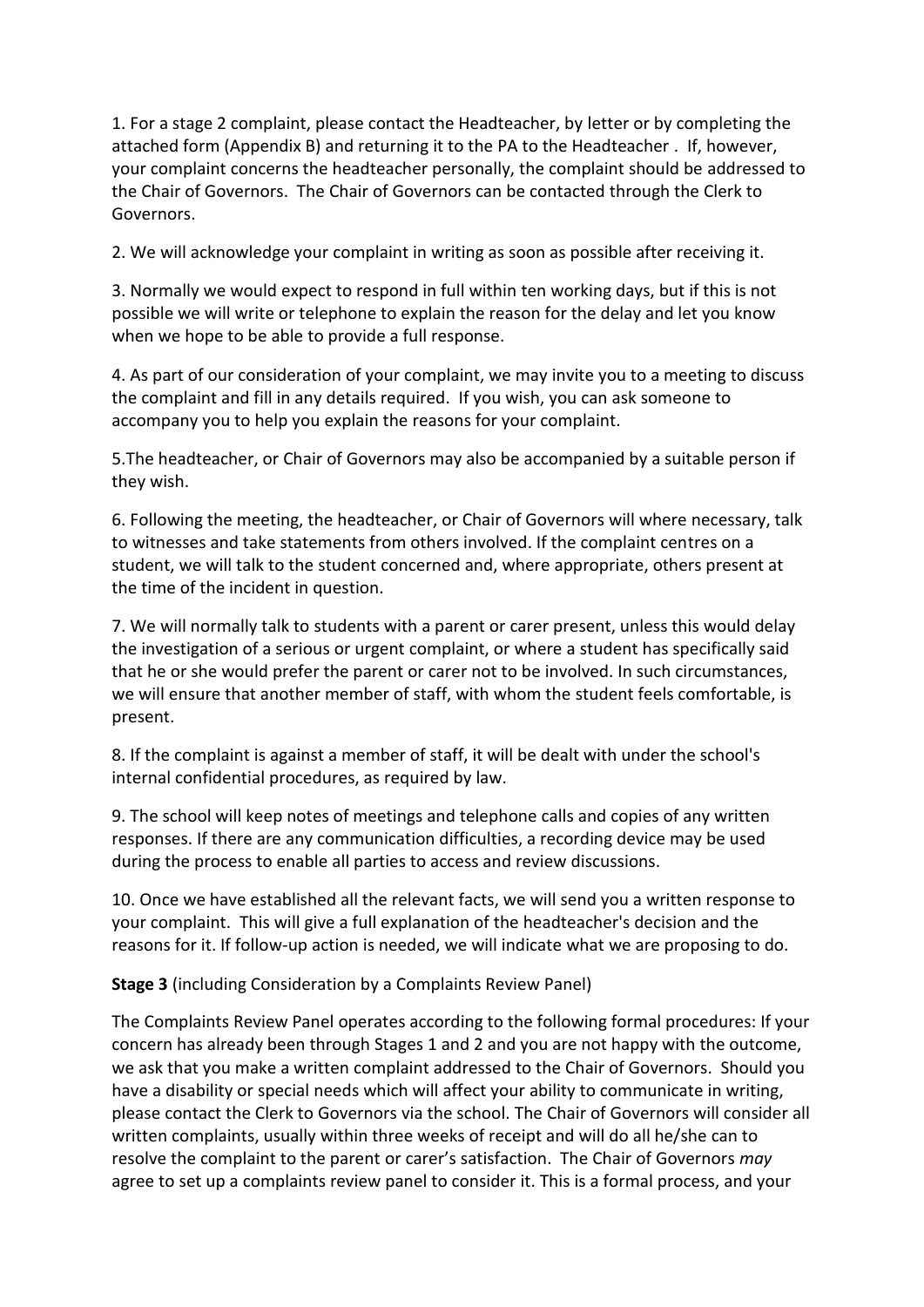1. For a stage 2 complaint, please contact the Headteacher, by letter or by completing the attached form (Appendix B) and returning it to the PA to the Headteacher . If, however, your complaint concerns the headteacher personally, the complaint should be addressed to the Chair of Governors. The Chair of Governors can be contacted through the Clerk to Governors.

2. We will acknowledge your complaint in writing as soon as possible after receiving it.

3. Normally we would expect to respond in full within ten working days, but if this is not possible we will write or telephone to explain the reason for the delay and let you know when we hope to be able to provide a full response.

4. As part of our consideration of your complaint, we may invite you to a meeting to discuss the complaint and fill in any details required. If you wish, you can ask someone to accompany you to help you explain the reasons for your complaint.

5.The headteacher, or Chair of Governors may also be accompanied by a suitable person if they wish.

6. Following the meeting, the headteacher, or Chair of Governors will where necessary, talk to witnesses and take statements from others involved. If the complaint centres on a student, we will talk to the student concerned and, where appropriate, others present at the time of the incident in question.

7. We will normally talk to students with a parent or carer present, unless this would delay the investigation of a serious or urgent complaint, or where a student has specifically said that he or she would prefer the parent or carer not to be involved. In such circumstances, we will ensure that another member of staff, with whom the student feels comfortable, is present.

8. If the complaint is against a member of staff, it will be dealt with under the school's internal confidential procedures, as required by law.

9. The school will keep notes of meetings and telephone calls and copies of any written responses. If there are any communication difficulties, a recording device may be used during the process to enable all parties to access and review discussions.

10. Once we have established all the relevant facts, we will send you a written response to your complaint. This will give a full explanation of the headteacher's decision and the reasons for it. If follow-up action is needed, we will indicate what we are proposing to do.

**Stage 3** (including Consideration by a Complaints Review Panel)

The Complaints Review Panel operates according to the following formal procedures: If your concern has already been through Stages 1 and 2 and you are not happy with the outcome, we ask that you make a written complaint addressed to the Chair of Governors. Should you have a disability or special needs which will affect your ability to communicate in writing, please contact the Clerk to Governors via the school. The Chair of Governors will consider all written complaints, usually within three weeks of receipt and will do all he/she can to resolve the complaint to the parent or carer's satisfaction. The Chair of Governors *may* agree to set up a complaints review panel to consider it. This is a formal process, and your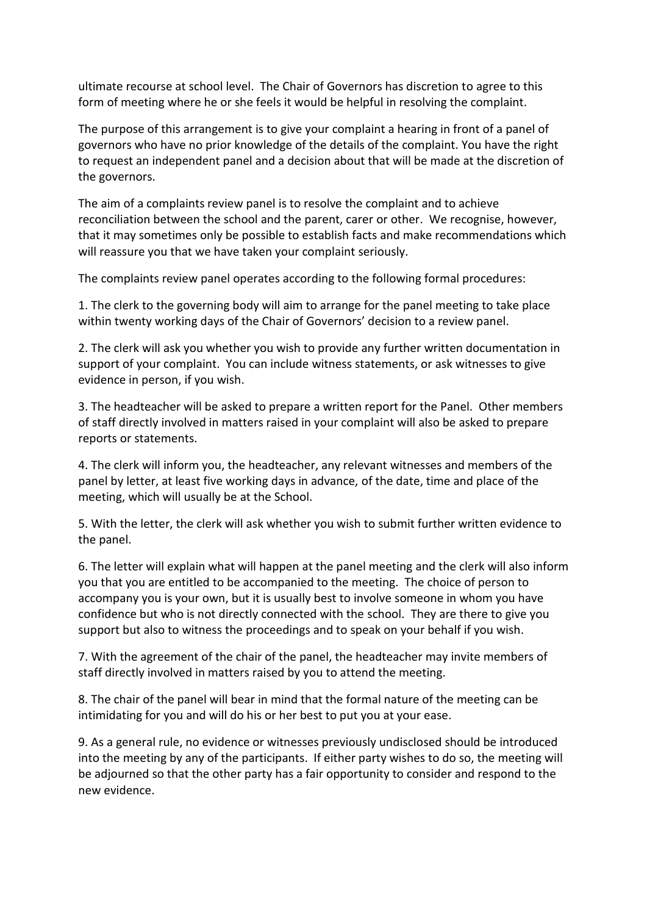ultimate recourse at school level. The Chair of Governors has discretion to agree to this form of meeting where he or she feels it would be helpful in resolving the complaint.

The purpose of this arrangement is to give your complaint a hearing in front of a panel of governors who have no prior knowledge of the details of the complaint. You have the right to request an independent panel and a decision about that will be made at the discretion of the governors.

The aim of a complaints review panel is to resolve the complaint and to achieve reconciliation between the school and the parent, carer or other. We recognise, however, that it may sometimes only be possible to establish facts and make recommendations which will reassure you that we have taken your complaint seriously.

The complaints review panel operates according to the following formal procedures:

1. The clerk to the governing body will aim to arrange for the panel meeting to take place within twenty working days of the Chair of Governors' decision to a review panel.

2. The clerk will ask you whether you wish to provide any further written documentation in support of your complaint. You can include witness statements, or ask witnesses to give evidence in person, if you wish.

3. The headteacher will be asked to prepare a written report for the Panel. Other members of staff directly involved in matters raised in your complaint will also be asked to prepare reports or statements.

4. The clerk will inform you, the headteacher, any relevant witnesses and members of the panel by letter, at least five working days in advance, of the date, time and place of the meeting, which will usually be at the School.

5. With the letter, the clerk will ask whether you wish to submit further written evidence to the panel.

6. The letter will explain what will happen at the panel meeting and the clerk will also inform you that you are entitled to be accompanied to the meeting. The choice of person to accompany you is your own, but it is usually best to involve someone in whom you have confidence but who is not directly connected with the school. They are there to give you support but also to witness the proceedings and to speak on your behalf if you wish.

7. With the agreement of the chair of the panel, the headteacher may invite members of staff directly involved in matters raised by you to attend the meeting.

8. The chair of the panel will bear in mind that the formal nature of the meeting can be intimidating for you and will do his or her best to put you at your ease.

9. As a general rule, no evidence or witnesses previously undisclosed should be introduced into the meeting by any of the participants. If either party wishes to do so, the meeting will be adjourned so that the other party has a fair opportunity to consider and respond to the new evidence.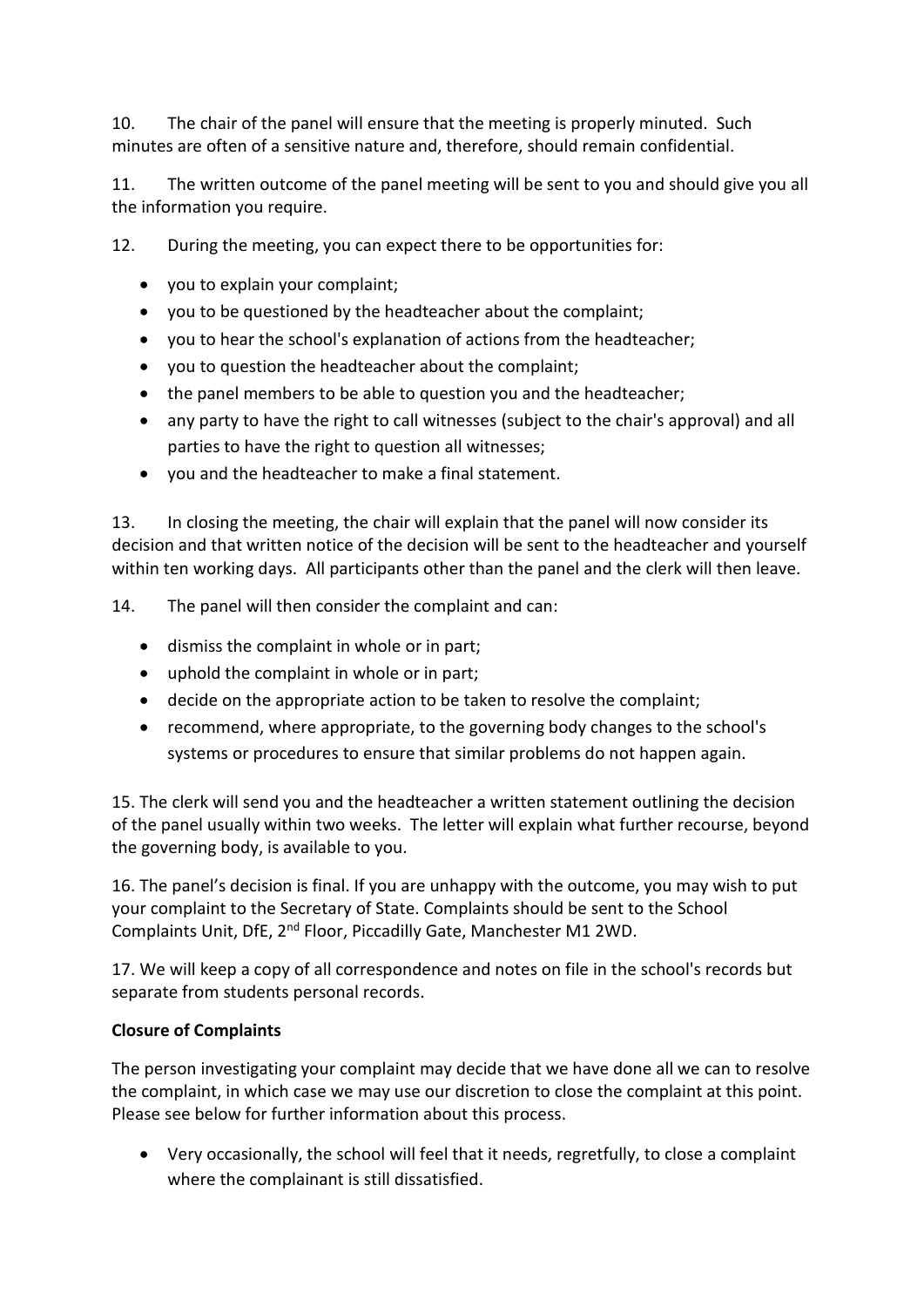10. The chair of the panel will ensure that the meeting is properly minuted. Such minutes are often of a sensitive nature and, therefore, should remain confidential.

11. The written outcome of the panel meeting will be sent to you and should give you all the information you require.

12. During the meeting, you can expect there to be opportunities for:

- you to explain your complaint;
- you to be questioned by the headteacher about the complaint;
- you to hear the school's explanation of actions from the headteacher;
- you to question the headteacher about the complaint;
- the panel members to be able to question you and the headteacher;
- any party to have the right to call witnesses (subject to the chair's approval) and all parties to have the right to question all witnesses;
- you and the headteacher to make a final statement.

13. In closing the meeting, the chair will explain that the panel will now consider its decision and that written notice of the decision will be sent to the headteacher and yourself within ten working days. All participants other than the panel and the clerk will then leave.

14. The panel will then consider the complaint and can:

- dismiss the complaint in whole or in part;
- uphold the complaint in whole or in part;
- decide on the appropriate action to be taken to resolve the complaint;
- recommend, where appropriate, to the governing body changes to the school's systems or procedures to ensure that similar problems do not happen again.

15. The clerk will send you and the headteacher a written statement outlining the decision of the panel usually within two weeks. The letter will explain what further recourse, beyond the governing body, is available to you.

16. The panel's decision is final. If you are unhappy with the outcome, you may wish to put your complaint to the Secretary of State. Complaints should be sent to the School Complaints Unit, DfE, 2nd Floor, Piccadilly Gate, Manchester M1 2WD.

17. We will keep a copy of all correspondence and notes on file in the school's records but separate from students personal records.

**Closure of Complaints**

The person investigating your complaint may decide that we have done all we can to resolve the complaint, in which case we may use our discretion to close the complaint at this point. Please see below for further information about this process.

- Very occasionally, the school will feel that it needs, regretfully, to close a complaint where the complainant is still dissatisfied.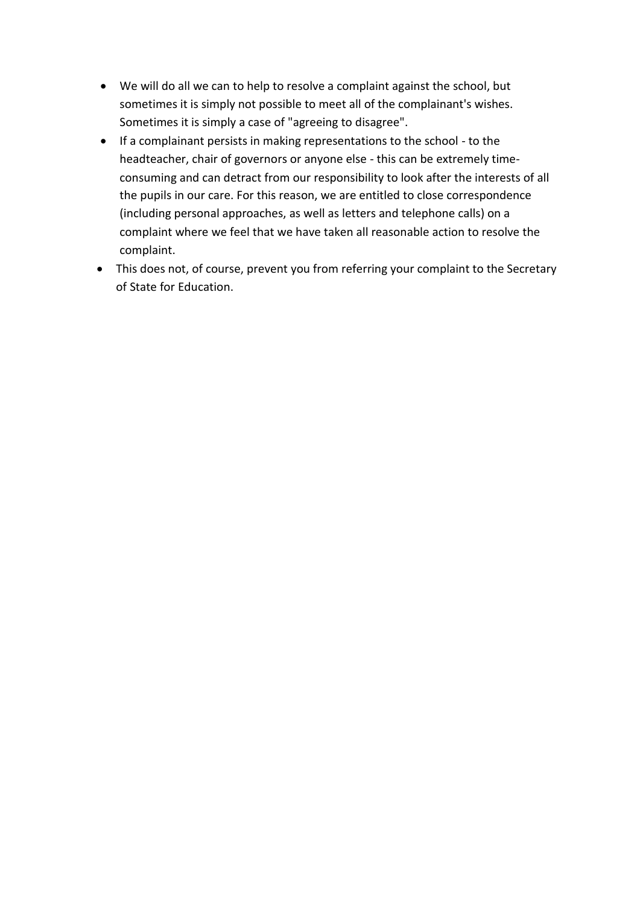- We will do all we can to help to resolve a complaint against the school, but sometimes it is simply not possible to meet all of the complainant's wishes. Sometimes it is simply a case of "agreeing to disagree".
- If a complainant persists in making representations to the school - to the headteacher, chair of governors or anyone else - this can be extremely time-consuming and can detract from our responsibility to look after the interests of all the pupils in our care. For this reason, we are entitled to close correspondence (including personal approaches, as well as letters and telephone calls) on a complaint where we feel that we have taken all reasonable action to resolve the complaint.
- This does not, of course, prevent you from referring your complaint to the Secretary of State for Education.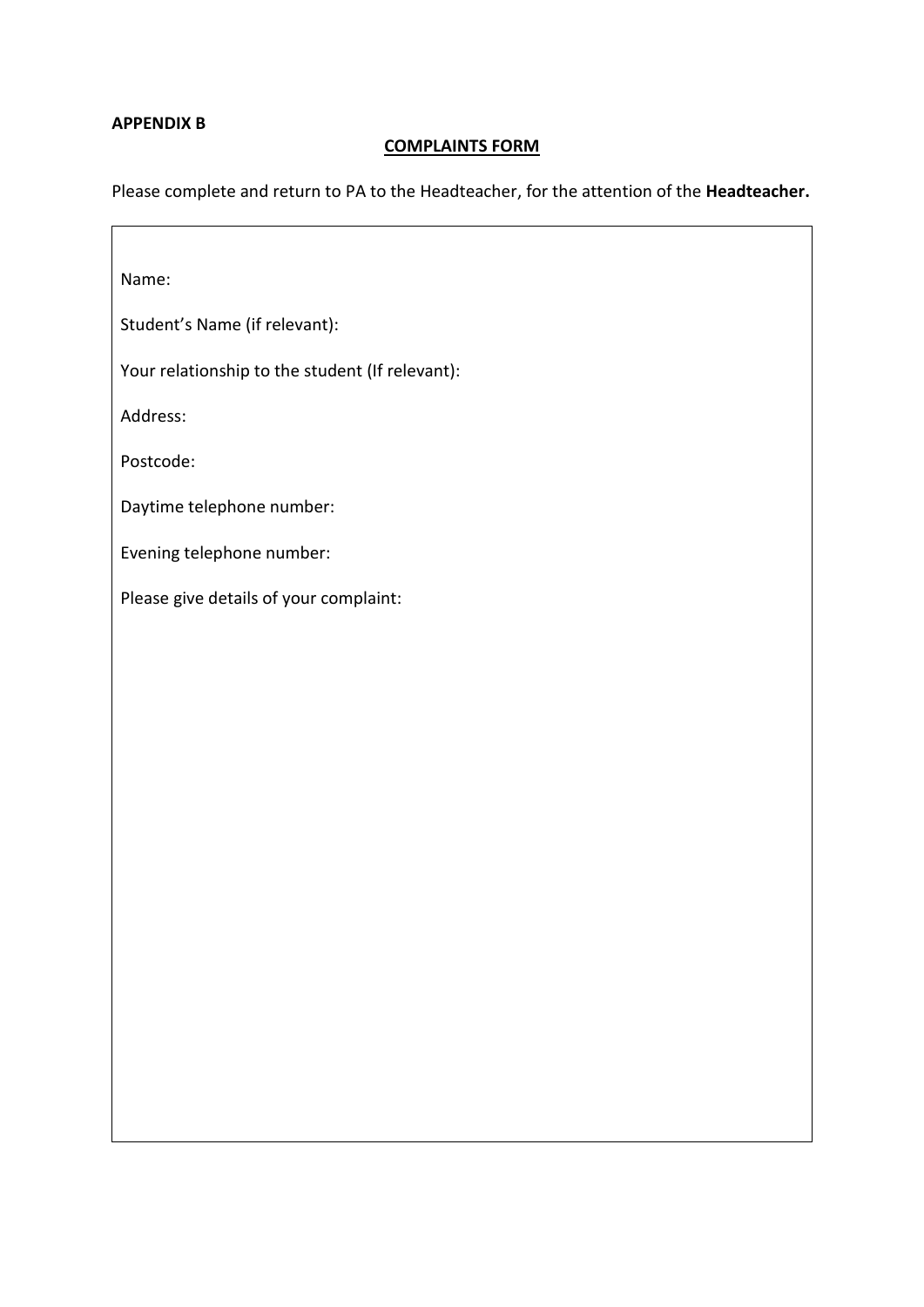**APPENDIX B**

## COMPLAINTS FORM

Please complete and return to PA to the Headteacher, for the attention of the **Headteacher.**

Name:

Student's Name (if relevant):

Your relationship to the student (If relevant):

Address:

Postcode:

Daytime telephone number:

Evening telephone number:

Please give details of your complaint: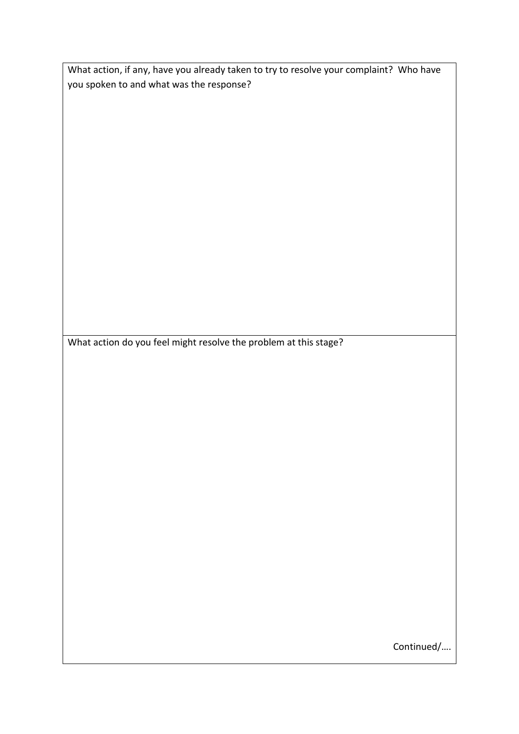What action, if any, have you already taken to try to resolve your complaint? Who have you spoken to and what was the response?

What action do you feel might resolve the problem at this stage?

Continued/….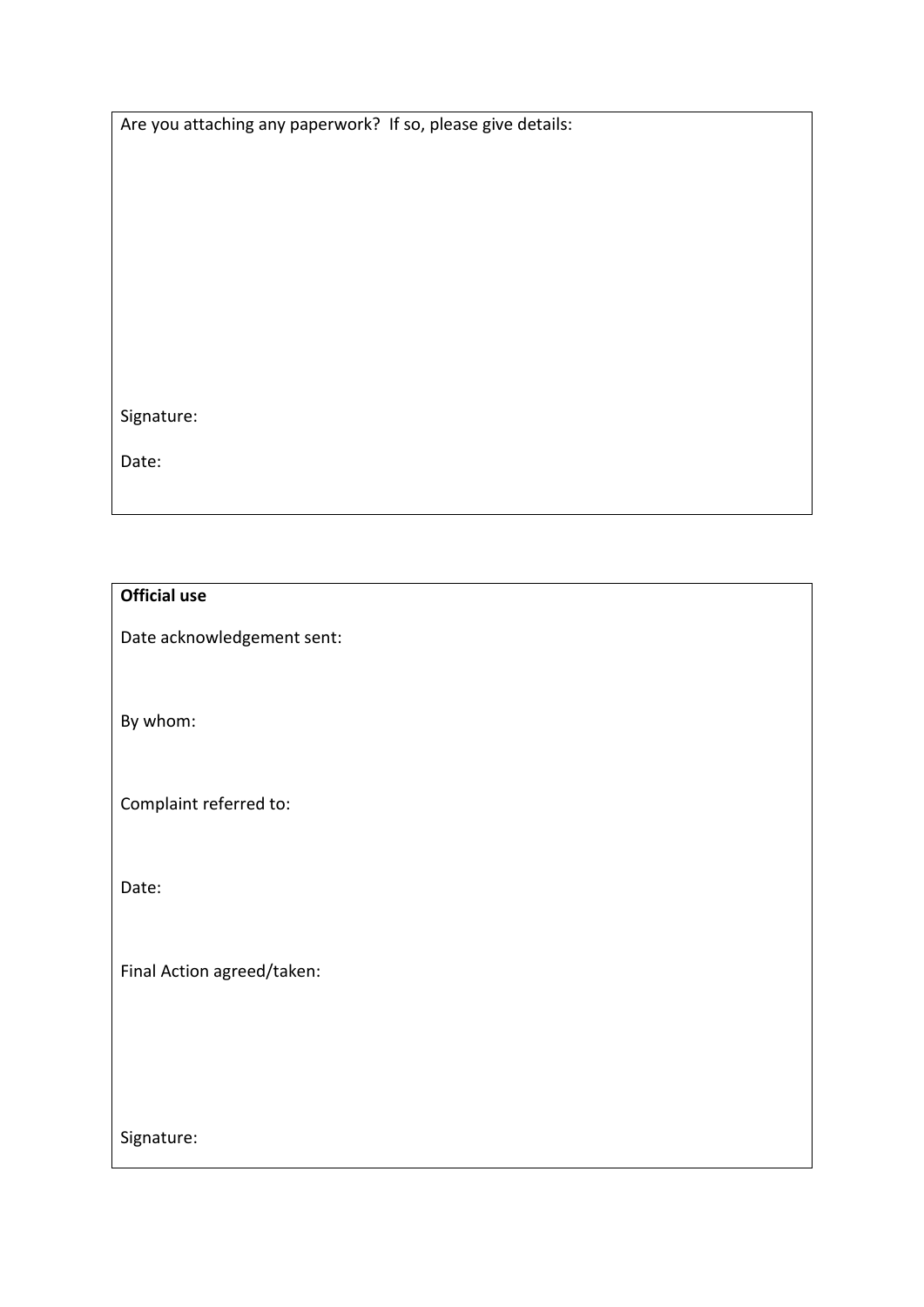Are you attaching any paperwork? If so, please give details:

Signature:

Date:

**Official use**

Date acknowledgement sent:

By whom:

Complaint referred to:

Date:

Final Action agreed/taken:

Signature: